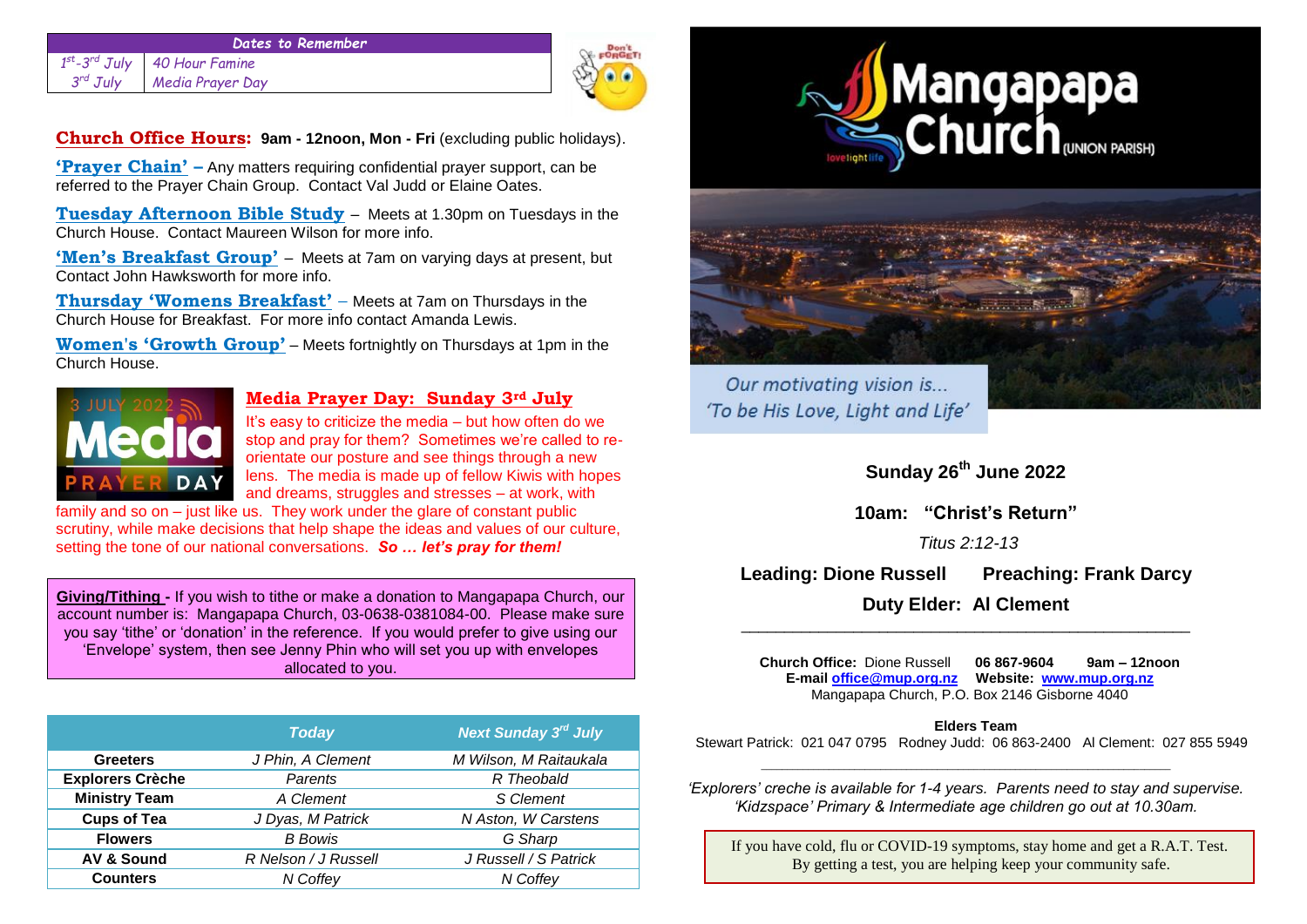| Dates to Remember | |
|---|---|
| 1st-3rd July | 40 Hour Famine |
| 3rd July | Media Prayer Day |

**Church Office Hours: 9am - 12noon, Mon - Fri** (excluding public holidays).

**'Prayer Chain'** – Any matters requiring confidential prayer support, can be referred to the Prayer Chain Group. Contact Val Judd or Elaine Oates.

**Tuesday Afternoon Bible Study** – Meets at 1.30pm on Tuesdays in the Church House. Contact Maureen Wilson for more info.

**'Men's Breakfast Group'** – Meets at 7am on varying days at present, but Contact John Hawksworth for more info.

**Thursday 'Womens Breakfast'** – Meets at 7am on Thursdays in the Church House for Breakfast. For more info contact Amanda Lewis.

**Women's 'Growth Group'** – Meets fortnightly on Thursdays at 1pm in the Church House.

## Media Prayer Day: Sunday 3rd July

It's easy to criticize the media – but how often do we stop and pray for them? Sometimes we're called to re-orientate our posture and see things through a new lens. The media is made up of fellow Kiwis with hopes and dreams, struggles and stresses – at work, with family and so on – just like us. They work under the glare of constant public scrutiny, while make decisions that help shape the ideas and values of our culture, setting the tone of our national conversations. ***So … let's pray for them!***

**Giving/Tithing -** If you wish to tithe or make a donation to Mangapapa Church, our account number is: Mangapapa Church, 03-0638-0381084-00. Please make sure you say 'tithe' or 'donation' in the reference. If you would prefer to give using our 'Envelope' system, then see Jenny Phin who will set you up with envelopes allocated to you.

| | Today | Next Sunday 3rd July |
|---|---|---|
| **Greeters** | J Phin, A Clement | M Wilson, M Raitaukala |
| **Explorers Crèche** | Parents | R Theobald |
| **Ministry Team** | A Clement | S Clement |
| **Cups of Tea** | J Dyas, M Patrick | N Aston, W Carstens |
| **Flowers** | B Bowis | G Sharp |
| **AV & Sound** | R Nelson / J Russell | J Russell / S Patrick |
| **Counters** | N Coffey | N Coffey |

# Mangapapa Church (UNION PARISH)

*Our motivating vision is… 'To be His Love, Light and Life'*

**Sunday 26th June 2022**

**10am: "Christ's Return"**

*Titus 2:12-13*

**Leading: Dione Russell      Preaching: Frank Darcy**

**Duty Elder: Al Clement**

---

**Church Office:** Dione Russell **06 867-9604 9am – 12noon**
**E-mail** office@mup.org.nz **Website:** www.mup.org.nz
Mangapapa Church, P.O. Box 2146 Gisborne 4040

**Elders Team**
Stewart Patrick: 021 047 0795 Rodney Judd: 06 863-2400 Al Clement: 027 855 5949

---

*'Explorers' creche is available for 1-4 years. Parents need to stay and supervise. 'Kidzspace' Primary & Intermediate age children go out at 10.30am.*

If you have cold, flu or COVID-19 symptoms, stay home and get a R.A.T. Test. By getting a test, you are helping keep your community safe.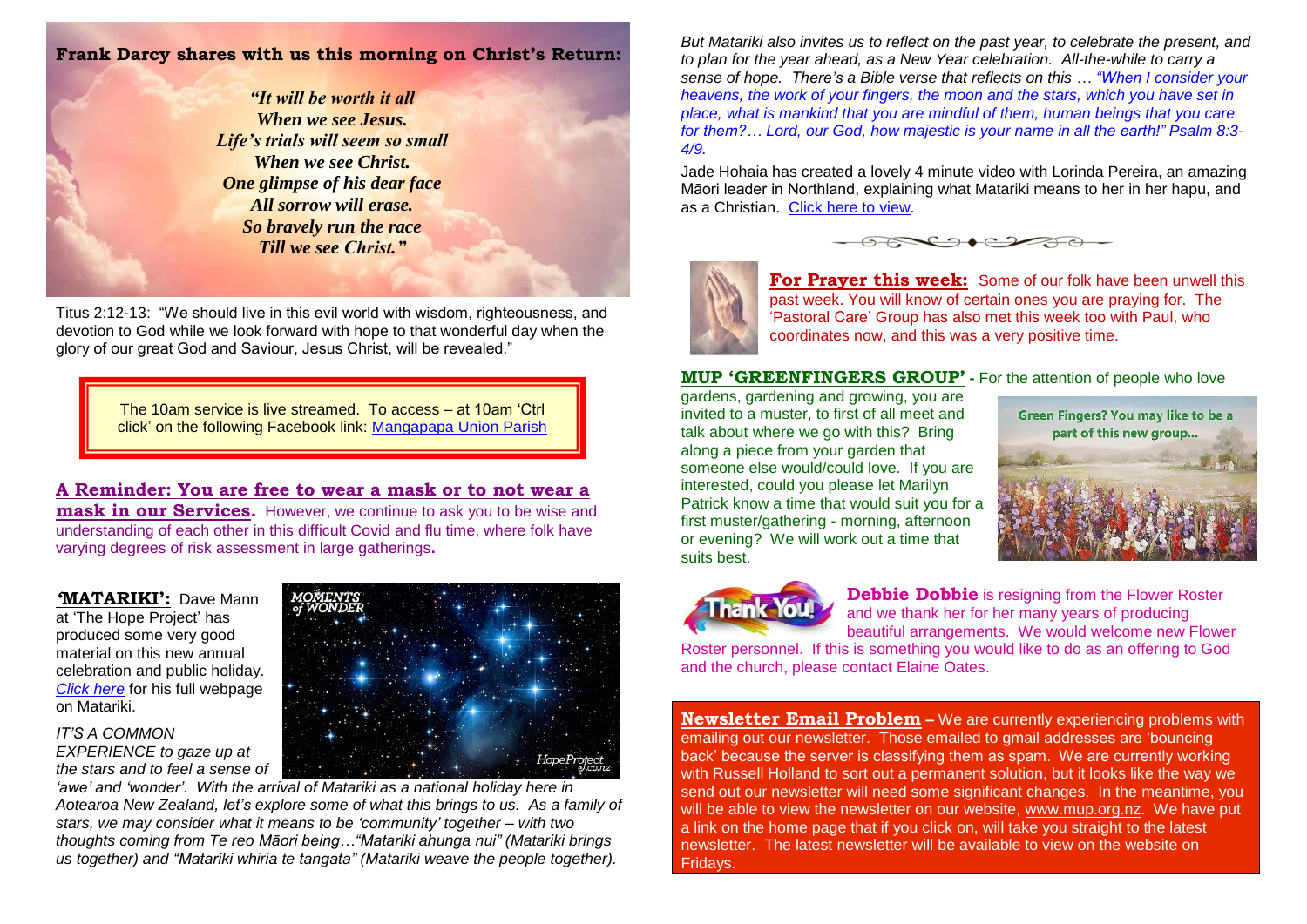**Frank Darcy shares with us this morning on Christ's Return:**

***"It will be worth it all***
***When we see Jesus.***
***Life's trials will seem so small***
***When we see Christ.***
***One glimpse of his dear face***
***All sorrow will erase.***
***So bravely run the race***
***Till we see Christ."***

Titus 2:12-13: "We should live in this evil world with wisdom, righteousness, and devotion to God while we look forward with hope to that wonderful day when the glory of our great God and Saviour, Jesus Christ, will be revealed."

The 10am service is live streamed. To access – at 10am 'Ctrl click' on the following Facebook link: Mangapapa Union Parish

**A Reminder: You are free to wear a mask or to not wear a mask in our Services.** However, we continue to ask you to be wise and understanding of each other in this difficult Covid and flu time, where folk have varying degrees of risk assessment in large gatherings**.**

**'MATARIKI':** Dave Mann at 'The Hope Project' has produced some very good material on this new annual celebration and public holiday. *Click here* for his full webpage on Matariki.

*IT'S A COMMON EXPERIENCE to gaze up at the stars and to feel a sense of 'awe' and 'wonder'. With the arrival of Matariki as a national holiday here in Aotearoa New Zealand, let's explore some of what this brings to us. As a family of stars, we may consider what it means to be 'community' together – with two thoughts coming from Te reo Māori being…"Matariki ahunga nui" (Matariki brings us together) and "Matariki whiria te tangata" (Matariki weave the people together).*

*But Matariki also invites us to reflect on the past year, to celebrate the present, and to plan for the year ahead, as a New Year celebration. All-the-while to carry a sense of hope. There's a Bible verse that reflects on this … "When I consider your heavens, the work of your fingers, the moon and the stars, which you have set in place, what is mankind that you are mindful of them, human beings that you care for them?… Lord, our God, how majestic is your name in all the earth!" Psalm 8:3-4/9.*

Jade Hohaia has created a lovely 4 minute video with Lorinda Pereira, an amazing Māori leader in Northland, explaining what Matariki means to her in her hapu, and as a Christian. Click here to view.

**For Prayer this week:** Some of our folk have been unwell this past week. You will know of certain ones you are praying for. The 'Pastoral Care' Group has also met this week too with Paul, who coordinates now, and this was a very positive time.

**MUP 'GREENFINGERS GROUP'** - For the attention of people who love gardens, gardening and growing, you are invited to a muster, to first of all meet and talk about where we go with this? Bring along a piece from your garden that someone else would/could love. If you are interested, could you please let Marilyn Patrick know a time that would suit you for a first muster/gathering - morning, afternoon or evening? We will work out a time that suits best.

Green Fingers? You may like to be a part of this new group...

**Debbie Dobbie** is resigning from the Flower Roster and we thank her for her many years of producing beautiful arrangements. We would welcome new Flower Roster personnel. If this is something you would like to do as an offering to God and the church, please contact Elaine Oates.

**Newsletter Email Problem** – We are currently experiencing problems with emailing out our newsletter. Those emailed to gmail addresses are 'bouncing back' because the server is classifying them as spam. We are currently working with Russell Holland to sort out a permanent solution, but it looks like the way we send out our newsletter will need some significant changes. In the meantime, you will be able to view the newsletter on our website, www.mup.org.nz. We have put a link on the home page that if you click on, will take you straight to the latest newsletter. The latest newsletter will be available to view on the website on Fridays.